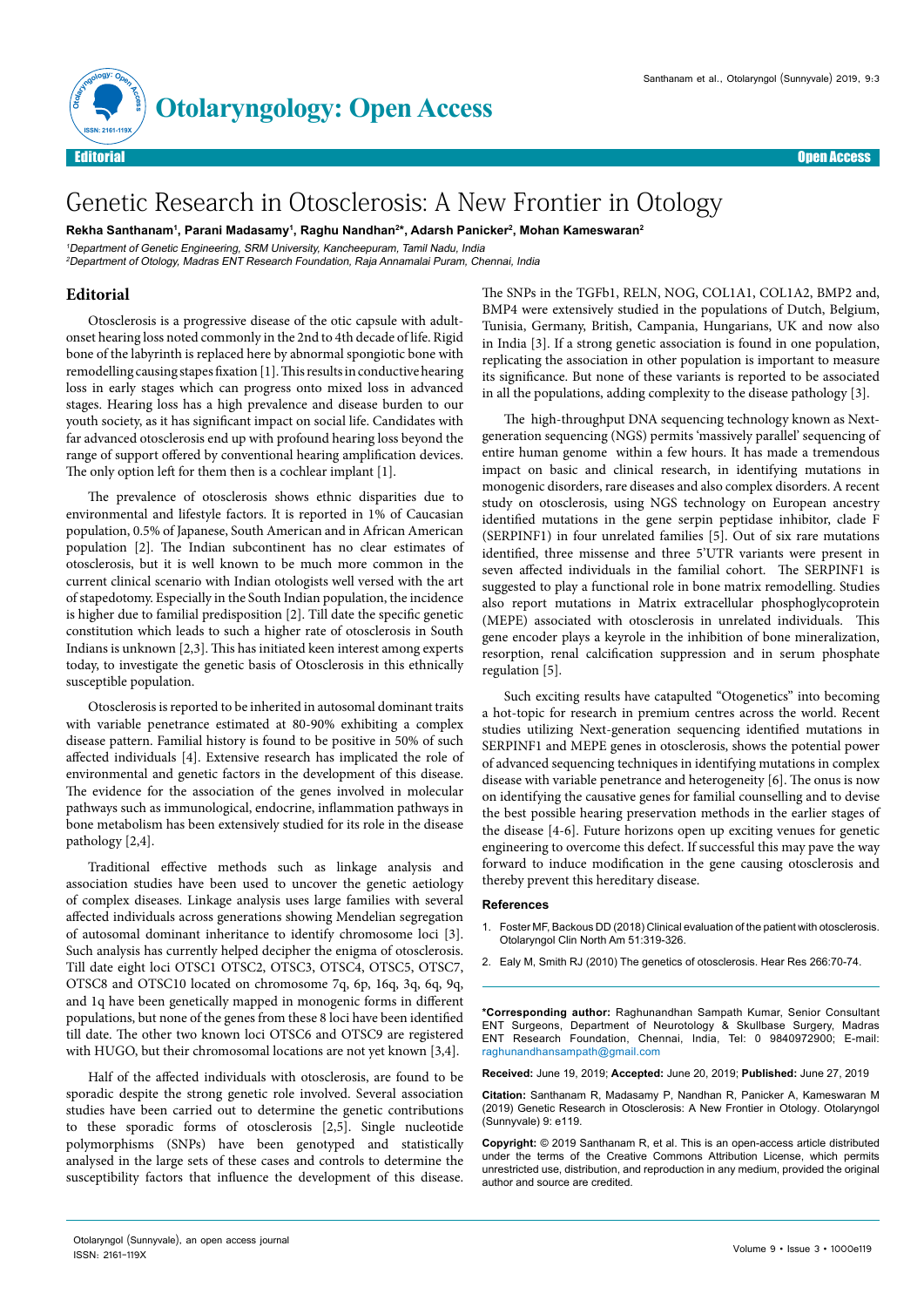Editorial

# Genetic Research in Otosclerosis: A New Frontier in Otology

**Rekha Santhanam[1], Parani Madasamy[1], Raghu Nandhan[2]*, Adarsh Panicker[2], Mohan Kameswaran[2]**

*[1]Department of Genetic Engineering, SRM University, Kancheepuram, Tamil Nadu, India*
*[2]Department of Otology, Madras ENT Research Foundation, Raja Annamalai Puram, Chennai, India*

## Editorial

Otosclerosis is a progressive disease of the otic capsule with adult-onset hearing loss noted commonly in the 2nd to 4th decade of life. Rigid bone of the labyrinth is replaced here by abnormal spongiotic bone with remodelling causing stapes fixation [1]. This results in conductive hearing loss in early stages which can progress onto mixed loss in advanced stages. Hearing loss has a high prevalence and disease burden to our youth society, as it has significant impact on social life. Candidates with far advanced otosclerosis end up with profound hearing loss beyond the range of support offered by conventional hearing amplification devices. The only option left for them then is a cochlear implant [1].

The prevalence of otosclerosis shows ethnic disparities due to environmental and lifestyle factors. It is reported in 1% of Caucasian population, 0.5% of Japanese, South American and in African American population [2]. The Indian subcontinent has no clear estimates of otosclerosis, but it is well known to be much more common in the current clinical scenario with Indian otologists well versed with the art of stapedotomy. Especially in the South Indian population, the incidence is higher due to familial predisposition [2]. Till date the specific genetic constitution which leads to such a higher rate of otosclerosis in South Indians is unknown [2,3]. This has initiated keen interest among experts today, to investigate the genetic basis of Otosclerosis in this ethnically susceptible population.

Otosclerosis is reported to be inherited in autosomal dominant traits with variable penetrance estimated at 80-90% exhibiting a complex disease pattern. Familial history is found to be positive in 50% of such affected individuals [4]. Extensive research has implicated the role of environmental and genetic factors in the development of this disease. The evidence for the association of the genes involved in molecular pathways such as immunological, endocrine, inflammation pathways in bone metabolism has been extensively studied for its role in the disease pathology [2,4].

Traditional effective methods such as linkage analysis and association studies have been used to uncover the genetic aetiology of complex diseases. Linkage analysis uses large families with several affected individuals across generations showing Mendelian segregation of autosomal dominant inheritance to identify chromosome loci [3]. Such analysis has currently helped decipher the enigma of otosclerosis. Till date eight loci OTSC1 OTSC2, OTSC3, OTSC4, OTSC5, OTSC7, OTSC8 and OTSC10 located on chromosome 7q, 6p, 16q, 3q, 6q, 9q, and 1q have been genetically mapped in monogenic forms in different populations, but none of the genes from these 8 loci have been identified till date. The other two known loci OTSC6 and OTSC9 are registered with HUGO, but their chromosomal locations are not yet known [3,4].

Half of the affected individuals with otosclerosis, are found to be sporadic despite the strong genetic role involved. Several association studies have been carried out to determine the genetic contributions to these sporadic forms of otosclerosis [2,5]. Single nucleotide polymorphisms (SNPs) have been genotyped and statistically analysed in the large sets of these cases and controls to determine the susceptibility factors that influence the development of this disease. The SNPs in the TGFb1, RELN, NOG, COL1A1, COL1A2, BMP2 and, BMP4 were extensively studied in the populations of Dutch, Belgium, Tunisia, Germany, British, Campania, Hungarians, UK and now also in India [3]. If a strong genetic association is found in one population, replicating the association in other population is important to measure its significance. But none of these variants is reported to be associated in all the populations, adding complexity to the disease pathology [3].

The high-throughput DNA sequencing technology known as Next-generation sequencing (NGS) permits 'massively parallel' sequencing of entire human genome within a few hours. It has made a tremendous impact on basic and clinical research, in identifying mutations in monogenic disorders, rare diseases and also complex disorders. A recent study on otosclerosis, using NGS technology on European ancestry identified mutations in the gene serpin peptidase inhibitor, clade F (SERPINF1) in four unrelated families [5]. Out of six rare mutations identified, three missense and three 5'UTR variants were present in seven affected individuals in the familial cohort. The SERPINF1 is suggested to play a functional role in bone matrix remodelling. Studies also report mutations in Matrix extracellular phosphoglycoprotein (MEPE) associated with otosclerosis in unrelated individuals. This gene encoder plays a keyrole in the inhibition of bone mineralization, resorption, renal calcification suppression and in serum phosphate regulation [5].

Such exciting results have catapulted "Otogenetics" into becoming a hot-topic for research in premium centres across the world. Recent studies utilizing Next-generation sequencing identified mutations in SERPINF1 and MEPE genes in otosclerosis, shows the potential power of advanced sequencing techniques in identifying mutations in complex disease with variable penetrance and heterogeneity [6]. The onus is now on identifying the causative genes for familial counselling and to devise the best possible hearing preservation methods in the earlier stages of the disease [4-6]. Future horizons open up exciting venues for genetic engineering to overcome this defect. If successful this may pave the way forward to induce modification in the gene causing otosclerosis and thereby prevent this hereditary disease.

### References

1. Foster MF, Backous DD (2018) Clinical evaluation of the patient with otosclerosis. Otolaryngol Clin North Am 51:319-326.
2. Ealy M, Smith RJ (2010) The genetics of otosclerosis. Hear Res 266:70-74.

**\*Corresponding author:** Raghunandhan Sampath Kumar, Senior Consultant ENT Surgeons, Department of Neurotology & Skullbase Surgery, Madras ENT Research Foundation, Chennai, India, Tel: 0 9840972900; E-mail: raghunandhansampath@gmail.com

**Received:** June 19, 2019; **Accepted:** June 20, 2019; **Published:** June 27, 2019

**Citation:** Santhanam R, Madasamy P, Nandhan R, Panicker A, Kameswaran M (2019) Genetic Research in Otosclerosis: A New Frontier in Otology. Otolaryngol (Sunnyvale) 9: e119.

**Copyright:** © 2019 Santhanam R, et al. This is an open-access article distributed under the terms of the Creative Commons Attribution License, which permits unrestricted use, distribution, and reproduction in any medium, provided the original author and source are credited.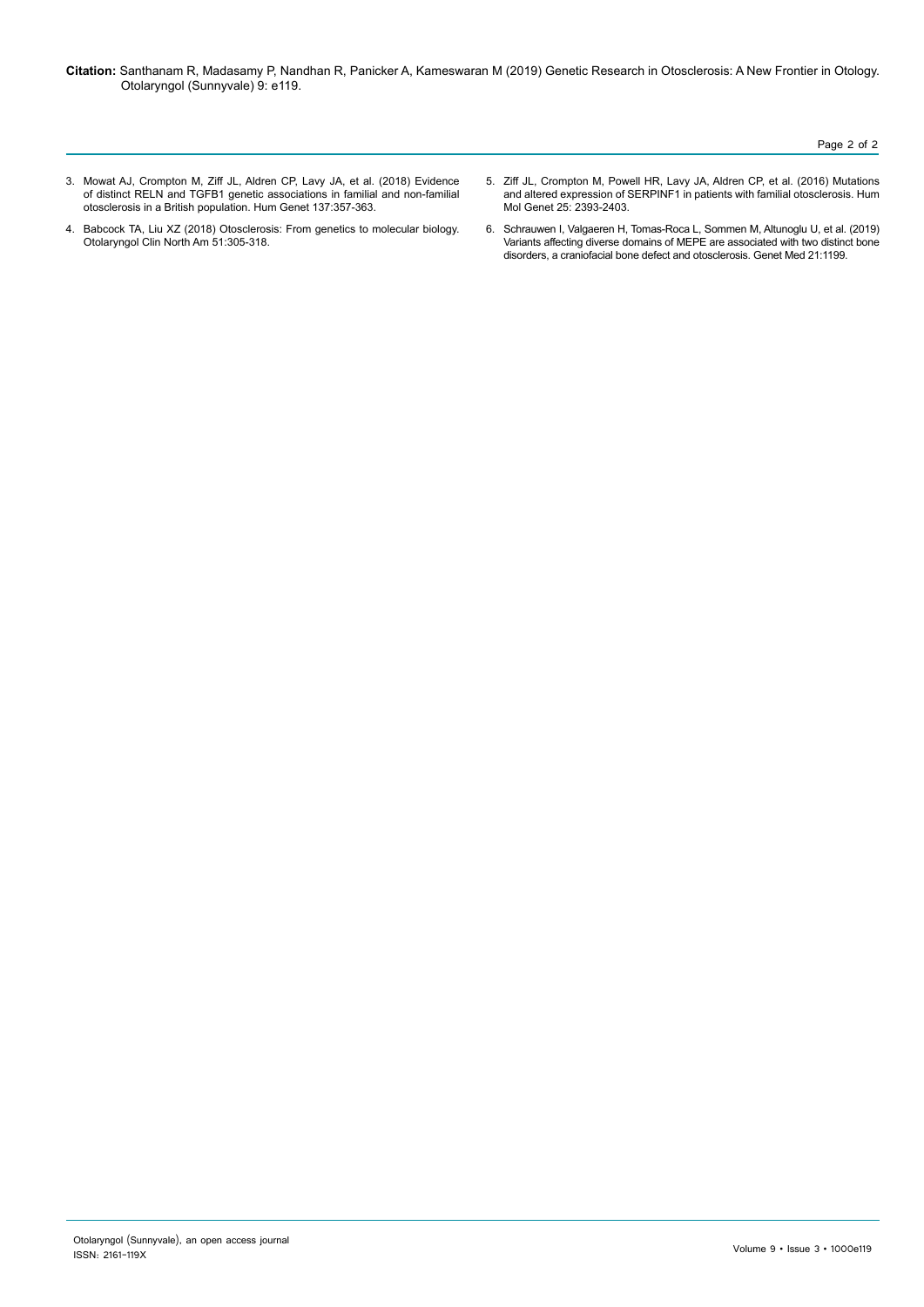3. Mowat AJ, Crompton M, Ziff JL, Aldren CP, Lavy JA, et al. (2018) Evidence of distinct RELN and TGFB1 genetic associations in familial and non-familial otosclerosis in a British population. Hum Genet 137:357-363.

4. Babcock TA, Liu XZ (2018) Otosclerosis: From genetics to molecular biology. Otolaryngol Clin North Am 51:305-318.

5. Ziff JL, Crompton M, Powell HR, Lavy JA, Aldren CP, et al. (2016) Mutations and altered expression of SERPINF1 in patients with familial otosclerosis. Hum Mol Genet 25: 2393-2403.

6. Schrauwen I, Valgaeren H, Tomas-Roca L, Sommen M, Altunoglu U, et al. (2019) Variants affecting diverse domains of MEPE are associated with two distinct bone disorders, a craniofacial bone defect and otosclerosis. Genet Med 21:1199.